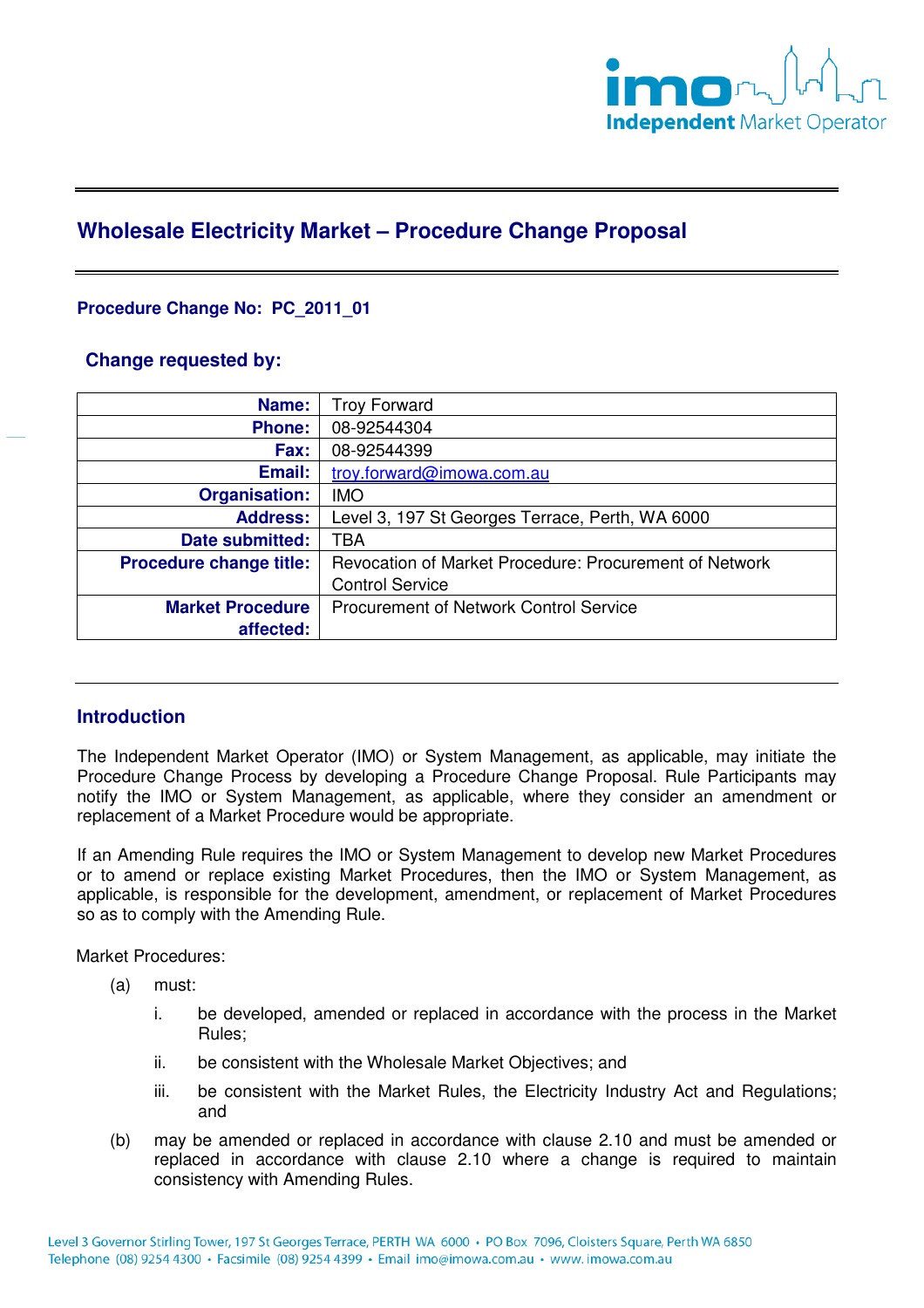# Wholesale Electricity Market – Procedure Change Proposal

**Procedure Change No: PC_2011_01**

## Change requested by:

| | |
|---|---|
| **Name:** | Troy Forward |
| **Phone:** | 08-92544304 |
| **Fax:** | 08-92544399 |
| **Email:** | troy.forward@imowa.com.au |
| **Organisation:** | IMO |
| **Address:** | Level 3, 197 St Georges Terrace, Perth, WA 6000 |
| **Date submitted:** | TBA |
| **Procedure change title:** | Revocation of Market Procedure: Procurement of Network Control Service |
| **Market Procedure affected:** | Procurement of Network Control Service |

## Introduction

The Independent Market Operator (IMO) or System Management, as applicable, may initiate the Procedure Change Process by developing a Procedure Change Proposal. Rule Participants may notify the IMO or System Management, as applicable, where they consider an amendment or replacement of a Market Procedure would be appropriate.

If an Amending Rule requires the IMO or System Management to develop new Market Procedures or to amend or replace existing Market Procedures, then the IMO or System Management, as applicable, is responsible for the development, amendment, or replacement of Market Procedures so as to comply with the Amending Rule.

Market Procedures:

(a) must:

i. be developed, amended or replaced in accordance with the process in the Market Rules;

ii. be consistent with the Wholesale Market Objectives; and

iii. be consistent with the Market Rules, the Electricity Industry Act and Regulations; and

(b) may be amended or replaced in accordance with clause 2.10 and must be amended or replaced in accordance with clause 2.10 where a change is required to maintain consistency with Amending Rules.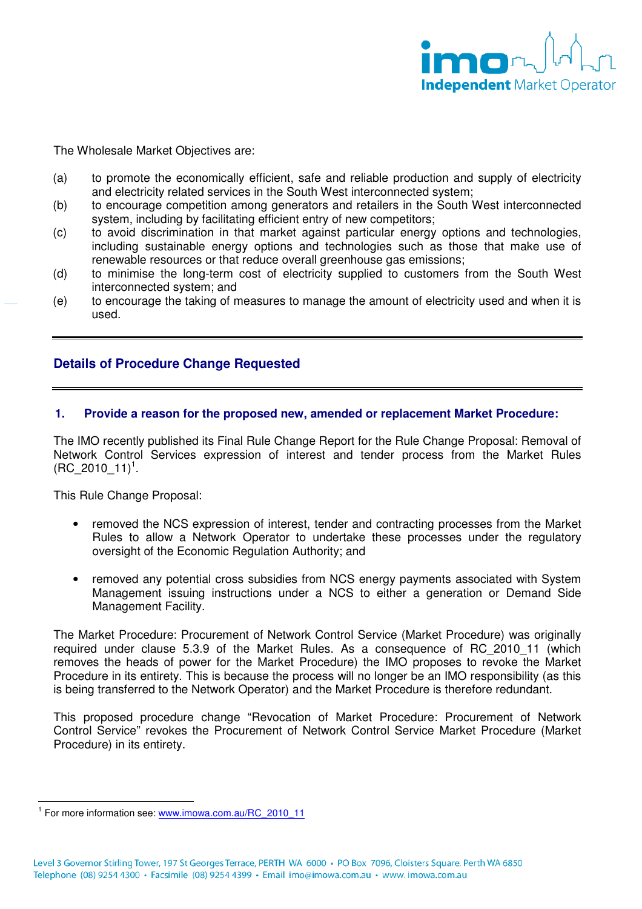The Wholesale Market Objectives are:

(a) to promote the economically efficient, safe and reliable production and supply of electricity and electricity related services in the South West interconnected system;
(b) to encourage competition among generators and retailers in the South West interconnected system, including by facilitating efficient entry of new competitors;
(c) to avoid discrimination in that market against particular energy options and technologies, including sustainable energy options and technologies such as those that make use of renewable resources or that reduce overall greenhouse gas emissions;
(d) to minimise the long-term cost of electricity supplied to customers from the South West interconnected system; and
(e) to encourage the taking of measures to manage the amount of electricity used and when it is used.

## Details of Procedure Change Requested

### 1. Provide a reason for the proposed new, amended or replacement Market Procedure:

The IMO recently published its Final Rule Change Report for the Rule Change Proposal: Removal of Network Control Services expression of interest and tender process from the Market Rules (RC_2010_11)[1].

This Rule Change Proposal:

- removed the NCS expression of interest, tender and contracting processes from the Market Rules to allow a Network Operator to undertake these processes under the regulatory oversight of the Economic Regulation Authority; and
- removed any potential cross subsidies from NCS energy payments associated with System Management issuing instructions under a NCS to either a generation or Demand Side Management Facility.

The Market Procedure: Procurement of Network Control Service (Market Procedure) was originally required under clause 5.3.9 of the Market Rules. As a consequence of RC_2010_11 (which removes the heads of power for the Market Procedure) the IMO proposes to revoke the Market Procedure in its entirety. This is because the process will no longer be an IMO responsibility (as this is being transferred to the Network Operator) and the Market Procedure is therefore redundant.

This proposed procedure change "Revocation of Market Procedure: Procurement of Network Control Service" revokes the Procurement of Network Control Service Market Procedure (Market Procedure) in its entirety.

[1] For more information see: www.imowa.com.au/RC_2010_11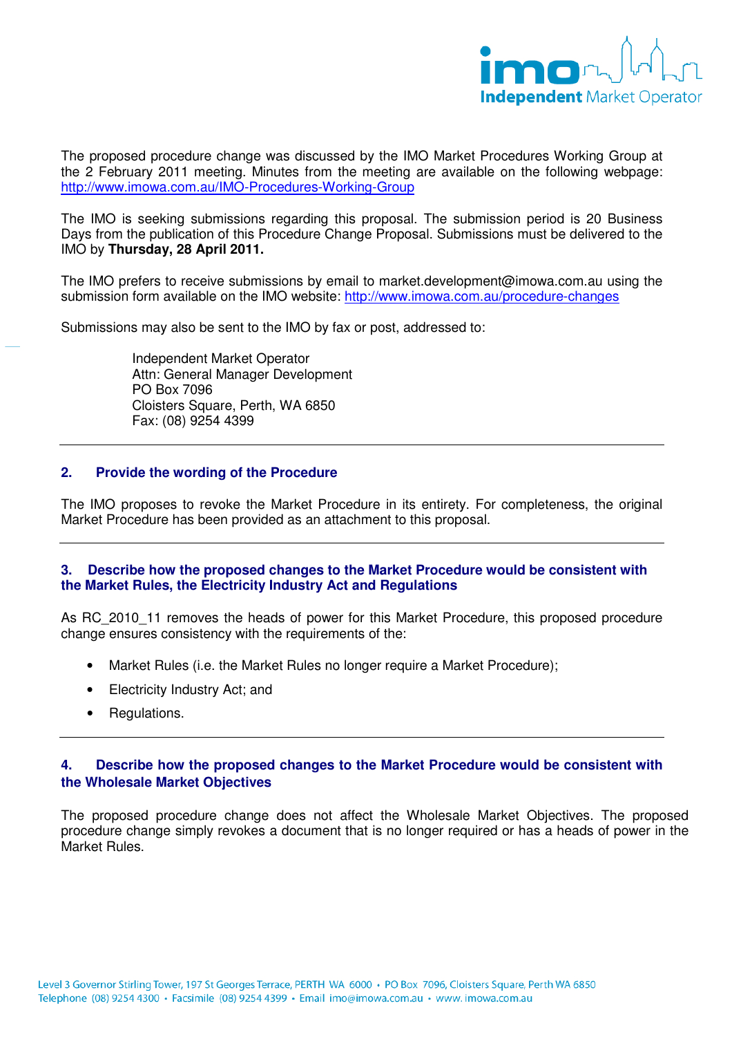The proposed procedure change was discussed by the IMO Market Procedures Working Group at the 2 February 2011 meeting. Minutes from the meeting are available on the following webpage: http://www.imowa.com.au/IMO-Procedures-Working-Group

The IMO is seeking submissions regarding this proposal. The submission period is 20 Business Days from the publication of this Procedure Change Proposal. Submissions must be delivered to the IMO by **Thursday, 28 April 2011.**

The IMO prefers to receive submissions by email to market.development@imowa.com.au using the submission form available on the IMO website: http://www.imowa.com.au/procedure-changes

Submissions may also be sent to the IMO by fax or post, addressed to:

> Independent Market Operator
> Attn: General Manager Development
> PO Box 7096
> Cloisters Square, Perth, WA 6850
> Fax: (08) 9254 4399

---

## 2. Provide the wording of the Procedure

The IMO proposes to revoke the Market Procedure in its entirety. For completeness, the original Market Procedure has been provided as an attachment to this proposal.

---

## 3. Describe how the proposed changes to the Market Procedure would be consistent with the Market Rules, the Electricity Industry Act and Regulations

As RC_2010_11 removes the heads of power for this Market Procedure, this proposed procedure change ensures consistency with the requirements of the:

- Market Rules (i.e. the Market Rules no longer require a Market Procedure);
- Electricity Industry Act; and
- Regulations.

---

## 4. Describe how the proposed changes to the Market Procedure would be consistent with the Wholesale Market Objectives

The proposed procedure change does not affect the Wholesale Market Objectives. The proposed procedure change simply revokes a document that is no longer required or has a heads of power in the Market Rules.